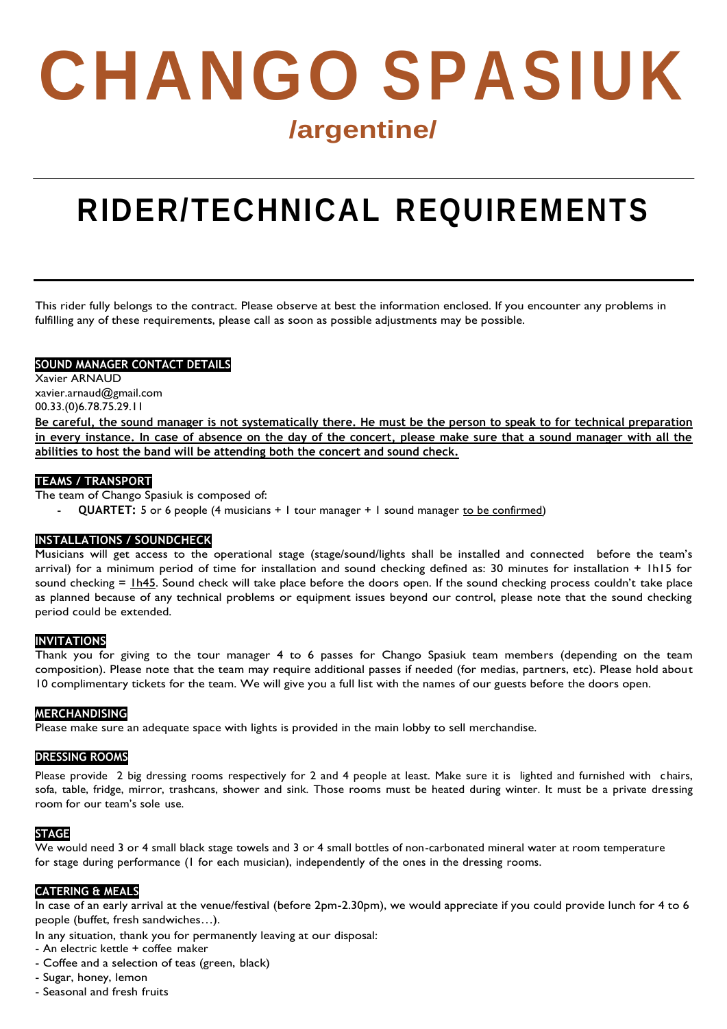# CHANGO SPASIUK

## /argentine/

---

# RIDER/TECHNICAL REQUIREMENTS

---

This rider fully belongs to the contract. Please observe at best the information enclosed. If you encounter any problems in fulfilling any of these requirements, please call as soon as possible adjustments may be possible.

**SOUND MANAGER CONTACT DETAILS**

Xavier ARNAUD
xavier.arnaud@gmail.com
00.33.(0)6.78.75.29.11

**Be careful, the sound manager is not systematically there. He must be the person to speak to for technical preparation in every instance. In case of absence on the day of the concert, please make sure that a sound manager with all the abilities to host the band will be attending both the concert and sound check.**

**TEAMS / TRANSPORT**

The team of Chango Spasiuk is composed of:

- **QUARTET:** 5 or 6 people (4 musicians + 1 tour manager + 1 sound manager to be confirmed)

**INSTALLATIONS / SOUNDCHECK**

Musicians will get access to the operational stage (stage/sound/lights shall be installed and connected before the team's arrival) for a minimum period of time for installation and sound checking defined as: 30 minutes for installation + 1h15 for sound checking = 1h45. Sound check will take place before the doors open. If the sound checking process couldn't take place as planned because of any technical problems or equipment issues beyond our control, please note that the sound checking period could be extended.

**INVITATIONS**

Thank you for giving to the tour manager 4 to 6 passes for Chango Spasiuk team members (depending on the team composition). Please note that the team may require additional passes if needed (for medias, partners, etc). Please hold about 10 complimentary tickets for the team. We will give you a full list with the names of our guests before the doors open.

**MERCHANDISING**

Please make sure an adequate space with lights is provided in the main lobby to sell merchandise.

**DRESSING ROOMS**

Please provide 2 big dressing rooms respectively for 2 and 4 people at least. Make sure it is lighted and furnished with chairs, sofa, table, fridge, mirror, trashcans, shower and sink. Those rooms must be heated during winter. It must be a private dressing room for our team's sole use.

**STAGE**

We would need 3 or 4 small black stage towels and 3 or 4 small bottles of non-carbonated mineral water at room temperature for stage during performance (1 for each musician), independently of the ones in the dressing rooms.

**CATERING & MEALS**

In case of an early arrival at the venue/festival (before 2pm-2.30pm), we would appreciate if you could provide lunch for 4 to 6 people (buffet, fresh sandwiches…).

In any situation, thank you for permanently leaving at our disposal:

- An electric kettle + coffee maker
- Coffee and a selection of teas (green, black)
- Sugar, honey, lemon
- Seasonal and fresh fruits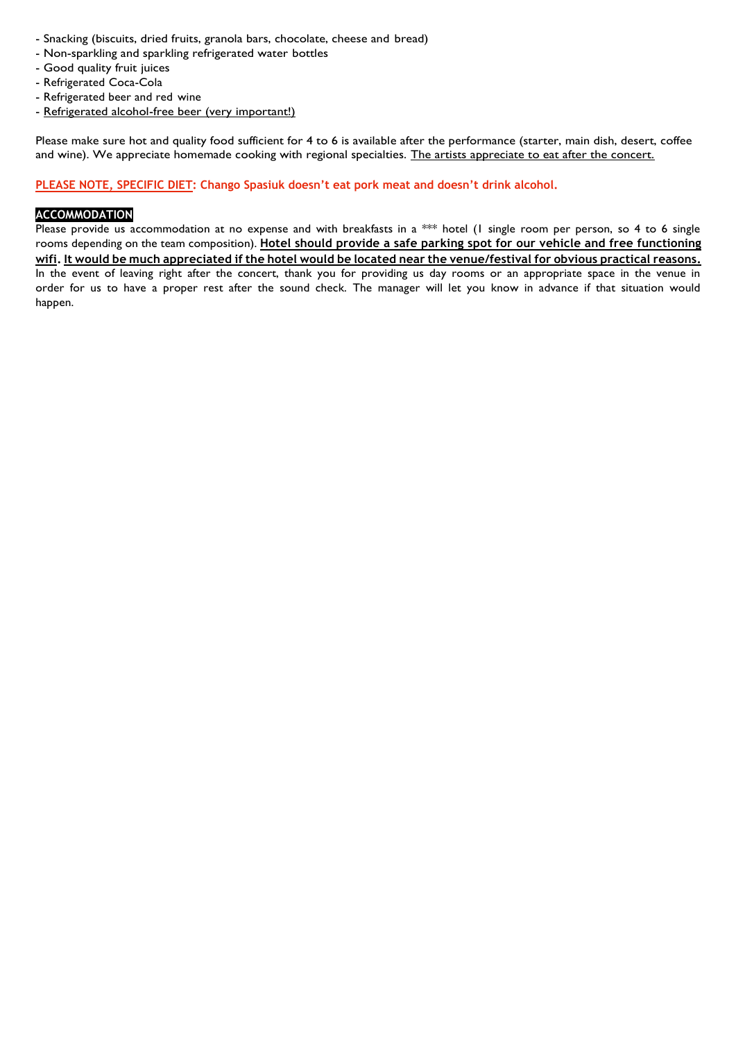- Snacking (biscuits, dried fruits, granola bars, chocolate, cheese and bread)
- Non-sparkling and sparkling refrigerated water bottles
- Good quality fruit juices
- Refrigerated Coca-Cola
- Refrigerated beer and red wine
- Refrigerated alcohol-free beer (very important!)

Please make sure hot and quality food sufficient for 4 to 6 is available after the performance (starter, main dish, desert, coffee and wine). We appreciate homemade cooking with regional specialties. The artists appreciate to eat after the concert.

**PLEASE NOTE, SPECIFIC DIET: Chango Spasiuk doesn't eat pork meat and doesn't drink alcohol.**

**ACCOMMODATION**

Please provide us accommodation at no expense and with breakfasts in a *** hotel (1 single room per person, so 4 to 6 single rooms depending on the team composition). **Hotel should provide a safe parking spot for our vehicle and free functioning wifi. It would be much appreciated if the hotel would be located near the venue/festival for obvious practical reasons.**
In the event of leaving right after the concert, thank you for providing us day rooms or an appropriate space in the venue in order for us to have a proper rest after the sound check. The manager will let you know in advance if that situation would happen.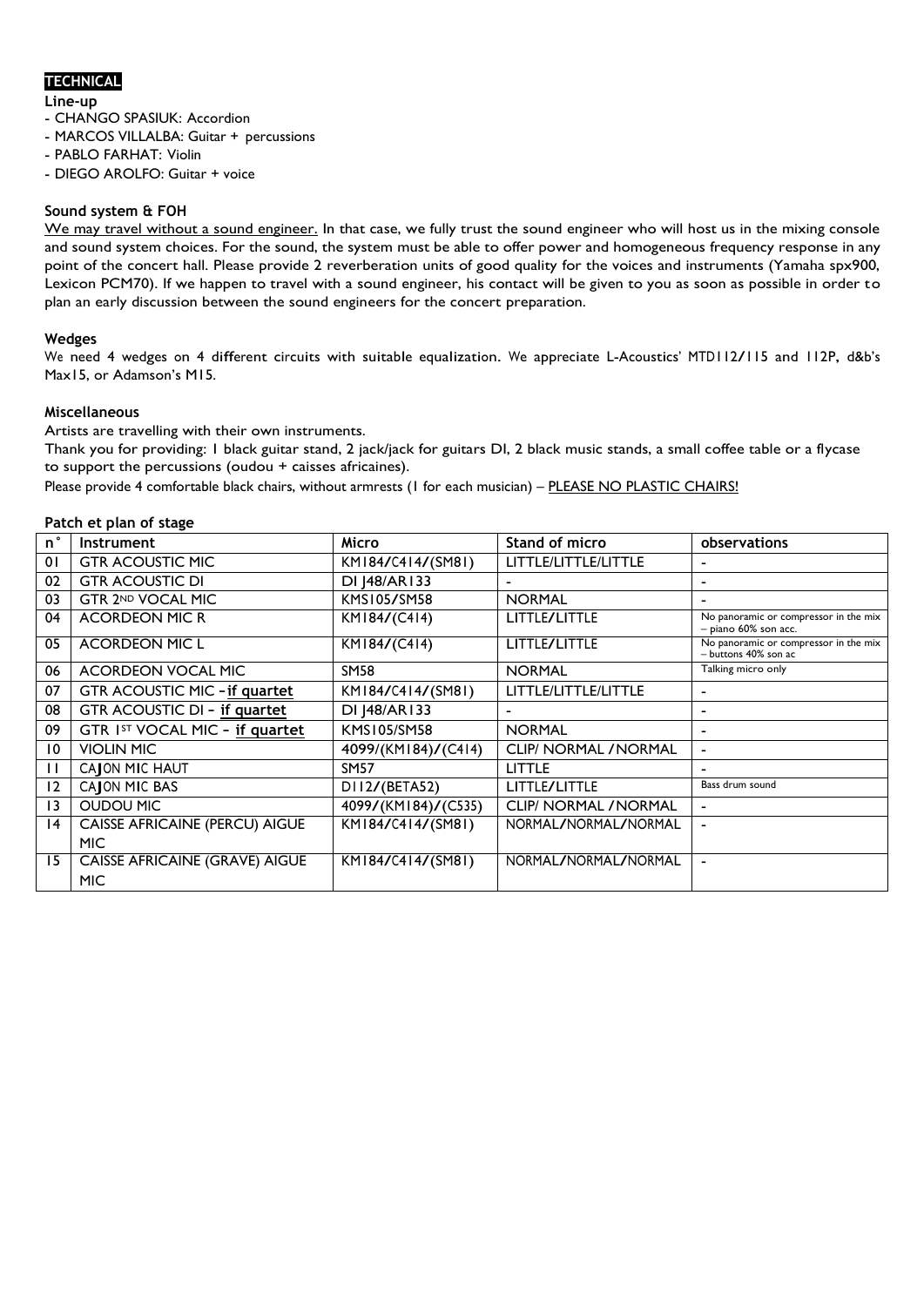## TECHNICAL

**Line-up**

- CHANGO SPASIUK: Accordion
- MARCOS VILLALBA: Guitar + percussions
- PABLO FARHAT: Violin
- DIEGO AROLFO: Guitar + voice

### Sound system & FOH

We may travel without a sound engineer. In that case, we fully trust the sound engineer who will host us in the mixing console and sound system choices. For the sound, the system must be able to offer power and homogeneous frequency response in any point of the concert hall. Please provide 2 reverberation units of good quality for the voices and instruments (Yamaha spx900, Lexicon PCM70). If we happen to travel with a sound engineer, his contact will be given to you as soon as possible in order to plan an early discussion between the sound engineers for the concert preparation.

### Wedges

We need 4 wedges on 4 different circuits with suitable equalization. We appreciate L-Acoustics' MTD112/115 and 112P, d&b's Max15, or Adamson's M15.

### Miscellaneous

Artists are travelling with their own instruments.

Thank you for providing: 1 black guitar stand, 2 jack/jack for guitars DI, 2 black music stands, a small coffee table or a flycase to support the percussions (oudou + caisses africaines).

Please provide 4 comfortable black chairs, without armrests (1 for each musician) – PLEASE NO PLASTIC CHAIRS!

### Patch et plan of stage

| n° | Instrument | Micro | Stand of micro | observations |
|---|---|---|---|---|
| 01 | GTR ACOUSTIC MIC | KM184/C414/(SM81) | LITTLE/LITTLE/LITTLE | - |
| 02 | GTR ACOUSTIC DI | DI J48/AR133 | - | - |
| 03 | GTR 2ND VOCAL MIC | KMS105/SM58 | NORMAL | - |
| 04 | ACORDEON MIC R | KM184/(C414) | LITTLE/LITTLE | No panoramic or compressor in the mix – piano 60% son acc. |
| 05 | ACORDEON MIC L | KM184/(C414) | LITTLE/LITTLE | No panoramic or compressor in the mix – buttons 40% son ac |
| 06 | ACORDEON VOCAL MIC | SM58 | NORMAL | Talking micro only |
| 07 | GTR ACOUSTIC MIC – **if quartet** | KM184/C414/(SM81) | LITTLE/LITTLE/LITTLE | - |
| 08 | GTR ACOUSTIC DI – **if quartet** | DI J48/AR133 | - | - |
| 09 | GTR 1ST VOCAL MIC – **if quartet** | KMS105/SM58 | NORMAL | - |
| 10 | VIOLIN MIC | 4099/(KM184)/(C414) | CLIP/ NORMAL / NORMAL | - |
| 11 | CAJON MIC HAUT | SM57 | LITTLE | - |
| 12 | CAJON MIC BAS | D112/(BETA52) | LITTLE/LITTLE | Bass drum sound |
| 13 | OUDOU MIC | 4099/(KM184)/(C535) | CLIP/ NORMAL / NORMAL | - |
| 14 | CAISSE AFRICAINE (PERCU) AIGUE MIC | KM184/C414/(SM81) | NORMAL/NORMAL/NORMAL | - |
| 15 | CAISSE AFRICAINE (GRAVE) AIGUE MIC | KM184/C414/(SM81) | NORMAL/NORMAL/NORMAL | - |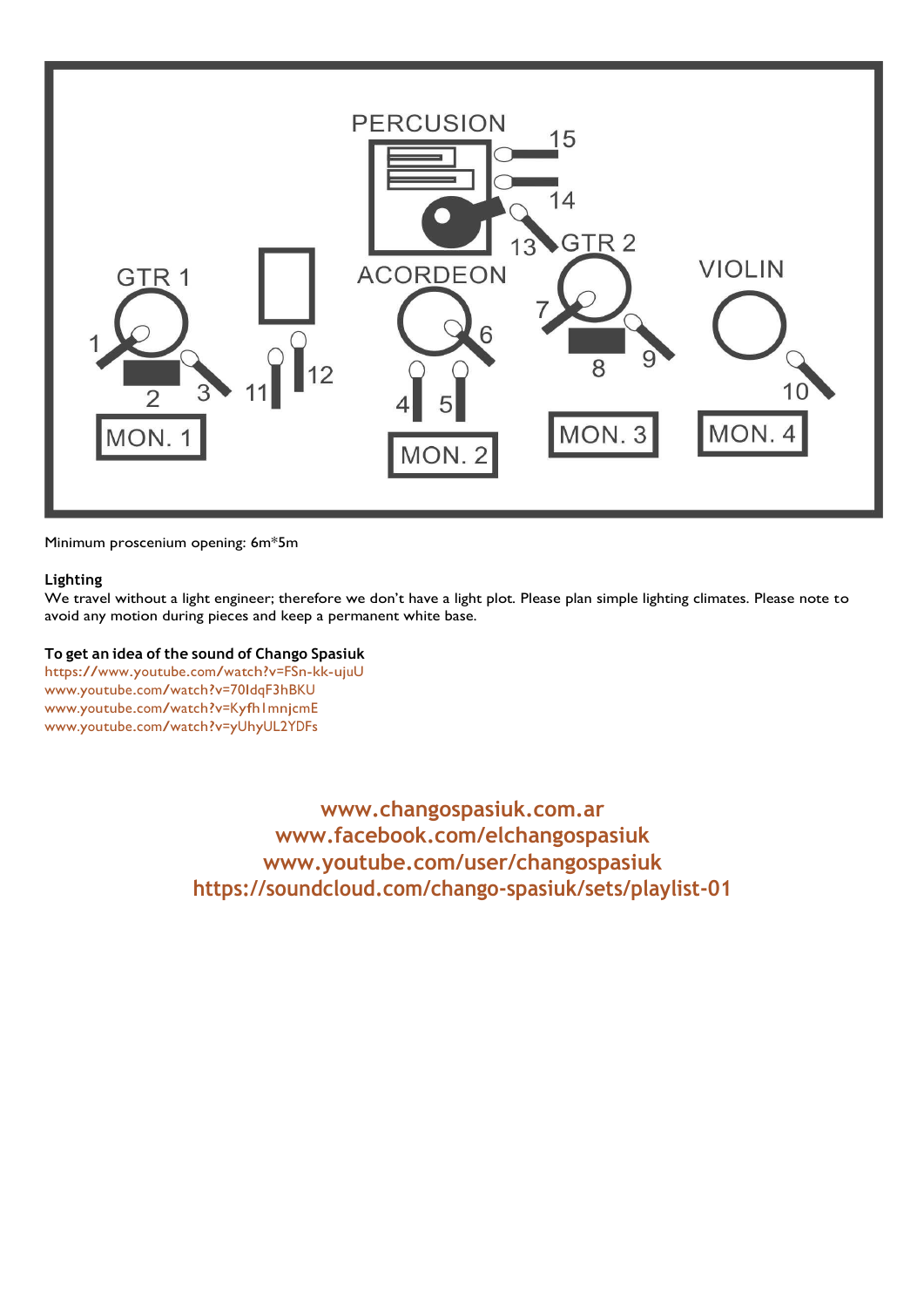PERCUSION
15
14
13
GTR 2
GTR 1
ACORDEON
VIOLIN
7
1
6
8
9
2
3
11
12
4
5
10
MON. 1
MON. 2
MON. 3
MON. 4

Minimum proscenium opening: 6m*5m

**Lighting**

We travel without a light engineer; therefore we don't have a light plot. Please plan simple lighting climates. Please note to avoid any motion during pieces and keep a permanent white base.

**To get an idea of the sound of Chango Spasiuk**

https://www.youtube.com/watch?v=FSn-kk-ujuU
www.youtube.com/watch?v=70IdqF3hBKU
www.youtube.com/watch?v=Kyfh1mnjcmE
www.youtube.com/watch?v=yUhyUL2YDFs

**www.changospasiuk.com.ar**
**www.facebook.com/elchangospasiuk**
**www.youtube.com/user/changospasiuk**
**https://soundcloud.com/chango-spasiuk/sets/playlist-01**